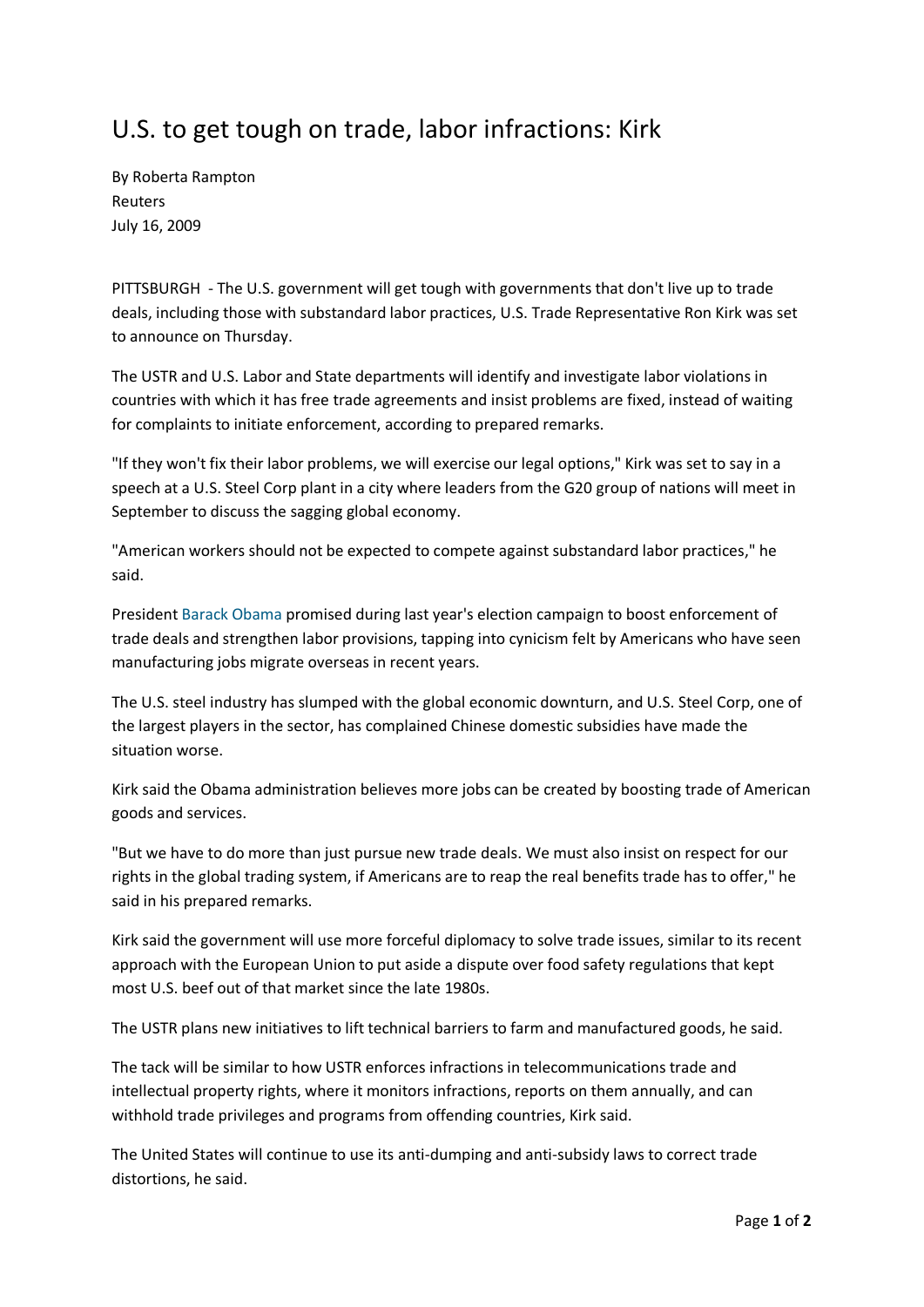# U.S. to get tough on trade, labor infractions: Kirk

By Roberta Rampton
Reuters
July 16, 2009

PITTSBURGH - The U.S. government will get tough with governments that don't live up to trade deals, including those with substandard labor practices, U.S. Trade Representative Ron Kirk was set to announce on Thursday.

The USTR and U.S. Labor and State departments will identify and investigate labor violations in countries with which it has free trade agreements and insist problems are fixed, instead of waiting for complaints to initiate enforcement, according to prepared remarks.

"If they won't fix their labor problems, we will exercise our legal options," Kirk was set to say in a speech at a U.S. Steel Corp plant in a city where leaders from the G20 group of nations will meet in September to discuss the sagging global economy.

"American workers should not be expected to compete against substandard labor practices," he said.

President Barack Obama promised during last year's election campaign to boost enforcement of trade deals and strengthen labor provisions, tapping into cynicism felt by Americans who have seen manufacturing jobs migrate overseas in recent years.

The U.S. steel industry has slumped with the global economic downturn, and U.S. Steel Corp, one of the largest players in the sector, has complained Chinese domestic subsidies have made the situation worse.

Kirk said the Obama administration believes more jobs can be created by boosting trade of American goods and services.

"But we have to do more than just pursue new trade deals. We must also insist on respect for our rights in the global trading system, if Americans are to reap the real benefits trade has to offer," he said in his prepared remarks.

Kirk said the government will use more forceful diplomacy to solve trade issues, similar to its recent approach with the European Union to put aside a dispute over food safety regulations that kept most U.S. beef out of that market since the late 1980s.

The USTR plans new initiatives to lift technical barriers to farm and manufactured goods, he said.

The tack will be similar to how USTR enforces infractions in telecommunications trade and intellectual property rights, where it monitors infractions, reports on them annually, and can withhold trade privileges and programs from offending countries, Kirk said.

The United States will continue to use its anti-dumping and anti-subsidy laws to correct trade distortions, he said.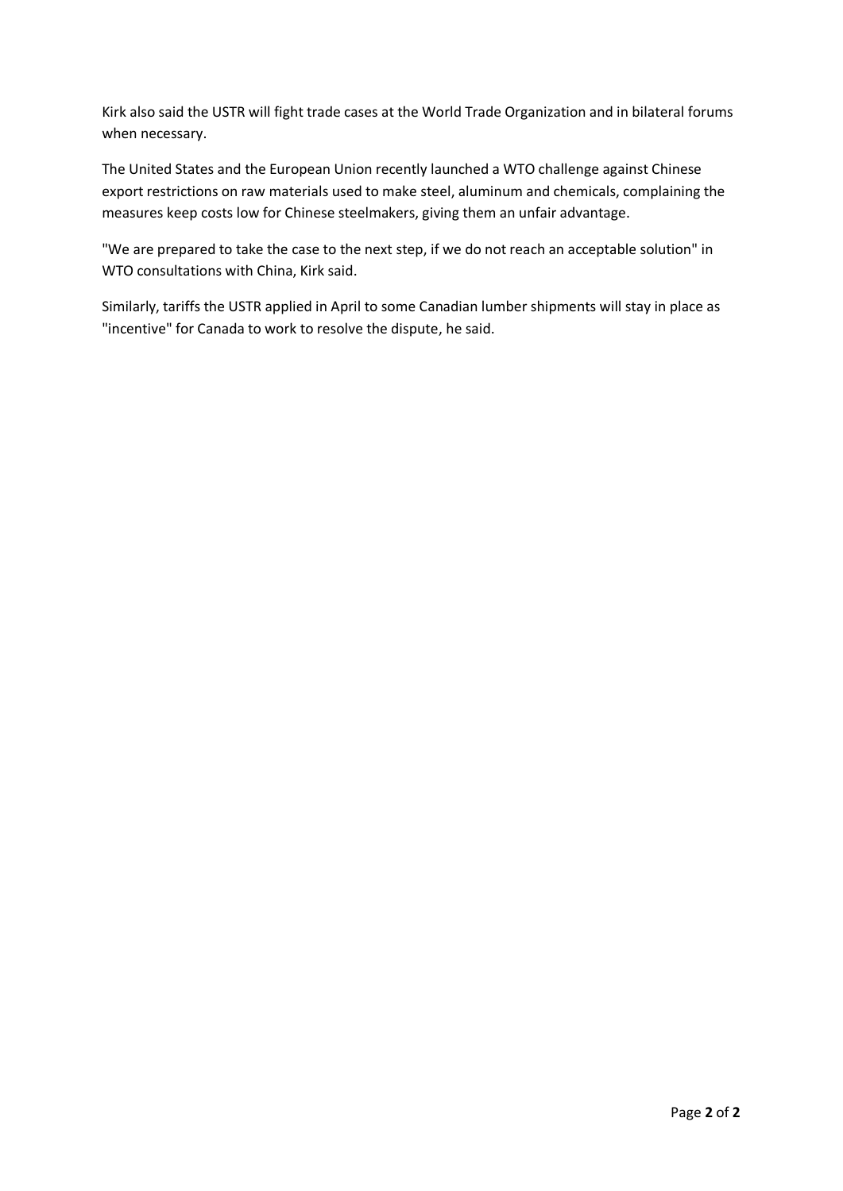Kirk also said the USTR will fight trade cases at the World Trade Organization and in bilateral forums when necessary.

The United States and the European Union recently launched a WTO challenge against Chinese export restrictions on raw materials used to make steel, aluminum and chemicals, complaining the measures keep costs low for Chinese steelmakers, giving them an unfair advantage.

"We are prepared to take the case to the next step, if we do not reach an acceptable solution" in WTO consultations with China, Kirk said.

Similarly, tariffs the USTR applied in April to some Canadian lumber shipments will stay in place as "incentive" for Canada to work to resolve the dispute, he said.